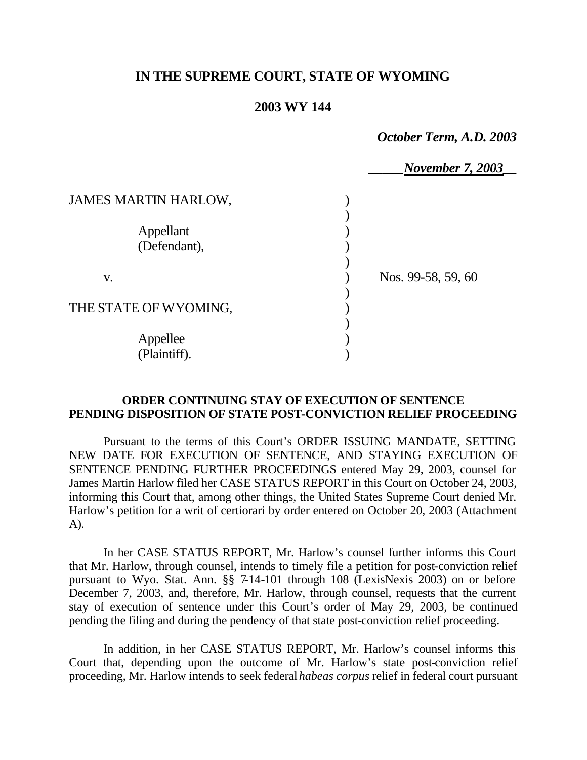# IN THE SUPREME COURT, STATE OF WYOMING

## 2003 WY 144

*October Term, A.D. 2003*

*November 7, 2003*

JAMES MARTIN HARLOW,

Appellant (Defendant),

v.

THE STATE OF WYOMING,

Appellee (Plaintiff).

Nos. 99-58, 59, 60

**ORDER CONTINUING STAY OF EXECUTION OF SENTENCE PENDING DISPOSITION OF STATE POST-CONVICTION RELIEF PROCEEDING**

Pursuant to the terms of this Court's ORDER ISSUING MANDATE, SETTING NEW DATE FOR EXECUTION OF SENTENCE, AND STAYING EXECUTION OF SENTENCE PENDING FURTHER PROCEEDINGS entered May 29, 2003, counsel for James Martin Harlow filed her CASE STATUS REPORT in this Court on October 24, 2003, informing this Court that, among other things, the United States Supreme Court denied Mr. Harlow's petition for a writ of certiorari by order entered on October 20, 2003 (Attachment A).

In her CASE STATUS REPORT, Mr. Harlow's counsel further informs this Court that Mr. Harlow, through counsel, intends to timely file a petition for post-conviction relief pursuant to Wyo. Stat. Ann. §§ 7-14-101 through 108 (LexisNexis 2003) on or before December 7, 2003, and, therefore, Mr. Harlow, through counsel, requests that the current stay of execution of sentence under this Court's order of May 29, 2003, be continued pending the filing and during the pendency of that state post-conviction relief proceeding.

In addition, in her CASE STATUS REPORT, Mr. Harlow's counsel informs this Court that, depending upon the outcome of Mr. Harlow's state post-conviction relief proceeding, Mr. Harlow intends to seek federal *habeas corpus* relief in federal court pursuant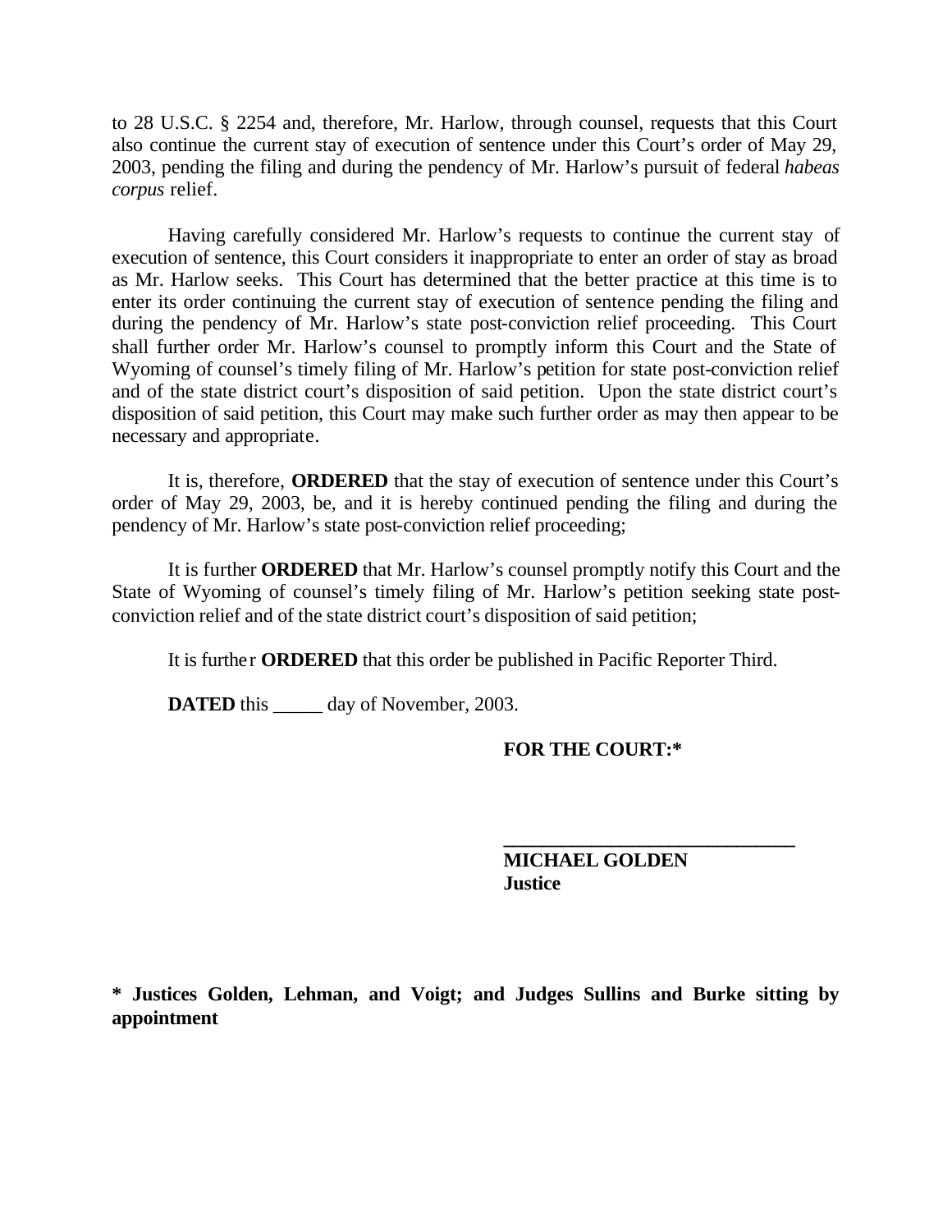to 28 U.S.C. § 2254 and, therefore, Mr. Harlow, through counsel, requests that this Court also continue the current stay of execution of sentence under this Court's order of May 29, 2003, pending the filing and during the pendency of Mr. Harlow's pursuit of federal *habeas corpus* relief.

Having carefully considered Mr. Harlow's requests to continue the current stay of execution of sentence, this Court considers it inappropriate to enter an order of stay as broad as Mr. Harlow seeks. This Court has determined that the better practice at this time is to enter its order continuing the current stay of execution of sentence pending the filing and during the pendency of Mr. Harlow's state post-conviction relief proceeding. This Court shall further order Mr. Harlow's counsel to promptly inform this Court and the State of Wyoming of counsel's timely filing of Mr. Harlow's petition for state post-conviction relief and of the state district court's disposition of said petition. Upon the state district court's disposition of said petition, this Court may make such further order as may then appear to be necessary and appropriate.

It is, therefore, **ORDERED** that the stay of execution of sentence under this Court's order of May 29, 2003, be, and it is hereby continued pending the filing and during the pendency of Mr. Harlow's state post-conviction relief proceeding;

It is further **ORDERED** that Mr. Harlow's counsel promptly notify this Court and the State of Wyoming of counsel's timely filing of Mr. Harlow's petition seeking state post-conviction relief and of the state district court's disposition of said petition;

It is further **ORDERED** that this order be published in Pacific Reporter Third.

**DATED** this _____ day of November, 2003.

**FOR THE COURT:***

______________________________

**MICHAEL GOLDEN**
**Justice**

**\* Justices Golden, Lehman, and Voigt; and Judges Sullins and Burke sitting by appointment**